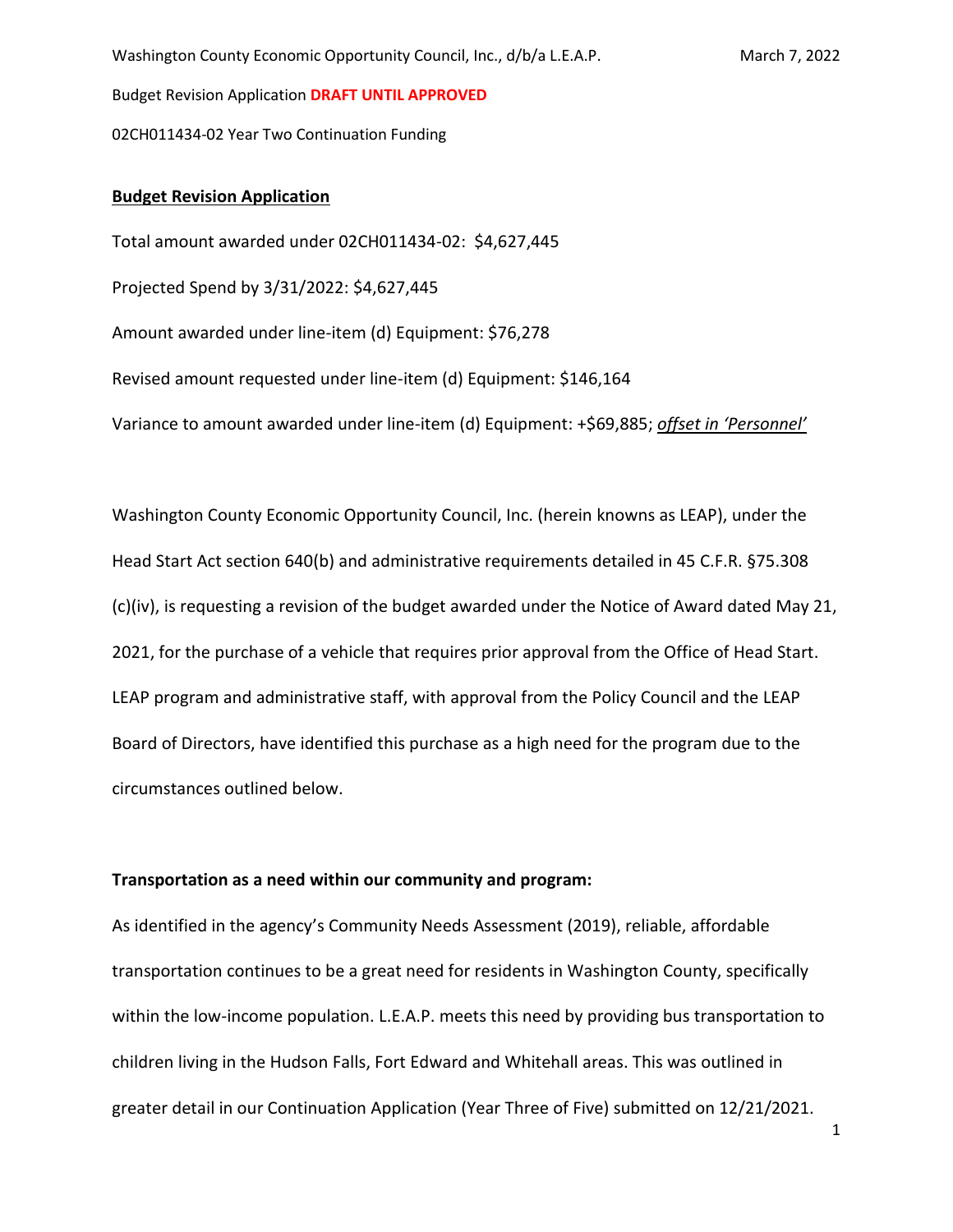Washington County Economic Opportunity Council, Inc., d/b/a L.E.A.P. March 7, 2022

Budget Revision Application **DRAFT UNTIL APPROVED**

02CH011434-02 Year Two Continuation Funding

**Budget Revision Application**

Total amount awarded under 02CH011434-02: $4,627,445

Projected Spend by 3/31/2022: $4,627,445

Amount awarded under line-item (d) Equipment: $76,278

Revised amount requested under line-item (d) Equipment: $146,164

Variance to amount awarded under line-item (d) Equipment: +$69,885; ***offset in 'Personnel'***

Washington County Economic Opportunity Council, Inc. (herein knowns as LEAP), under the Head Start Act section 640(b) and administrative requirements detailed in 45 C.F.R. §75.308 (c)(iv), is requesting a revision of the budget awarded under the Notice of Award dated May 21, 2021, for the purchase of a vehicle that requires prior approval from the Office of Head Start. LEAP program and administrative staff, with approval from the Policy Council and the LEAP Board of Directors, have identified this purchase as a high need for the program due to the circumstances outlined below.

**Transportation as a need within our community and program:**

As identified in the agency's Community Needs Assessment (2019), reliable, affordable transportation continues to be a great need for residents in Washington County, specifically within the low-income population. L.E.A.P. meets this need by providing bus transportation to children living in the Hudson Falls, Fort Edward and Whitehall areas. This was outlined in greater detail in our Continuation Application (Year Three of Five) submitted on 12/21/2021.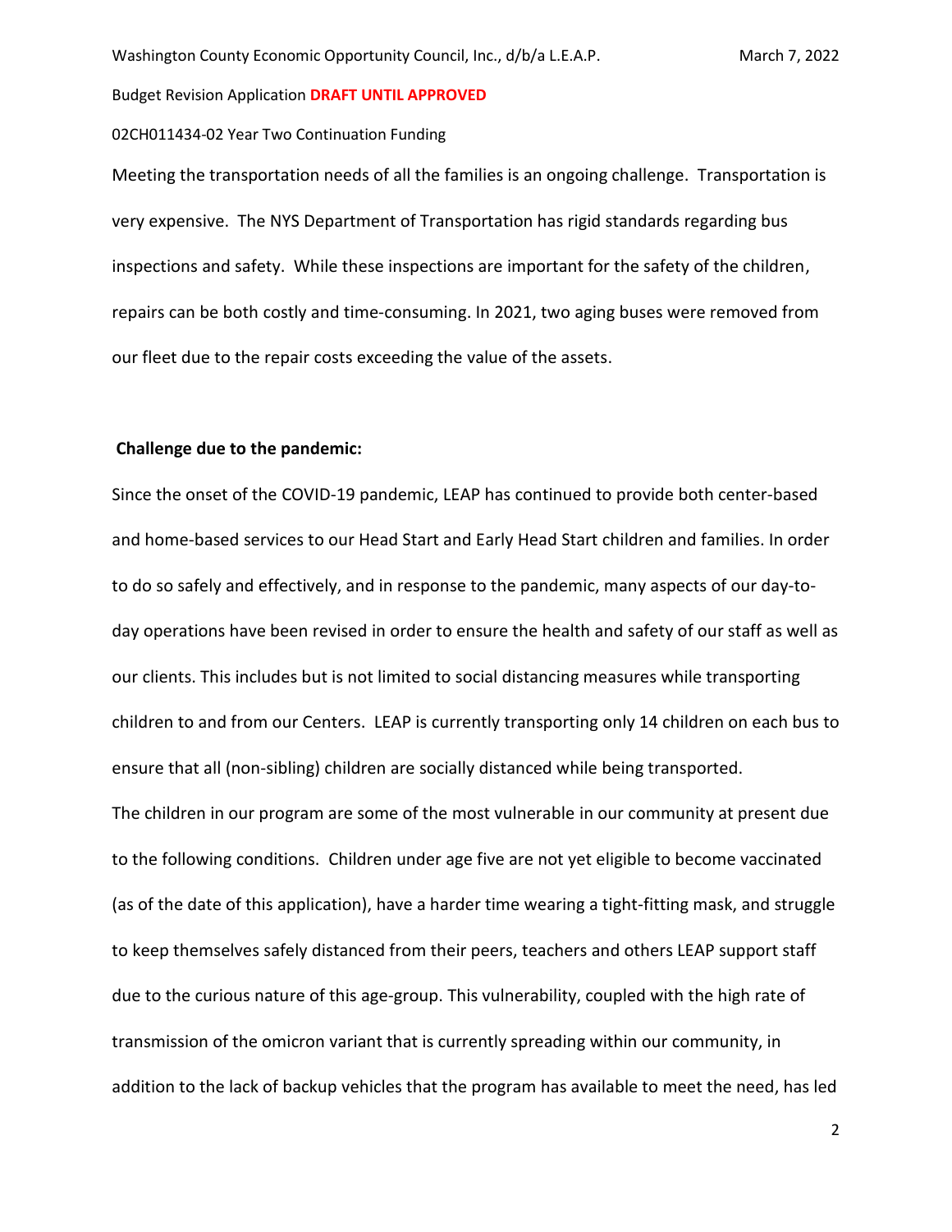Meeting the transportation needs of all the families is an ongoing challenge. Transportation is very expensive. The NYS Department of Transportation has rigid standards regarding bus inspections and safety. While these inspections are important for the safety of the children, repairs can be both costly and time-consuming. In 2021, two aging buses were removed from our fleet due to the repair costs exceeding the value of the assets.

**Challenge due to the pandemic:**

Since the onset of the COVID-19 pandemic, LEAP has continued to provide both center-based and home-based services to our Head Start and Early Head Start children and families. In order to do so safely and effectively, and in response to the pandemic, many aspects of our day-to-day operations have been revised in order to ensure the health and safety of our staff as well as our clients. This includes but is not limited to social distancing measures while transporting children to and from our Centers. LEAP is currently transporting only 14 children on each bus to ensure that all (non-sibling) children are socially distanced while being transported.

The children in our program are some of the most vulnerable in our community at present due to the following conditions. Children under age five are not yet eligible to become vaccinated (as of the date of this application), have a harder time wearing a tight-fitting mask, and struggle to keep themselves safely distanced from their peers, teachers and others LEAP support staff due to the curious nature of this age-group. This vulnerability, coupled with the high rate of transmission of the omicron variant that is currently spreading within our community, in addition to the lack of backup vehicles that the program has available to meet the need, has led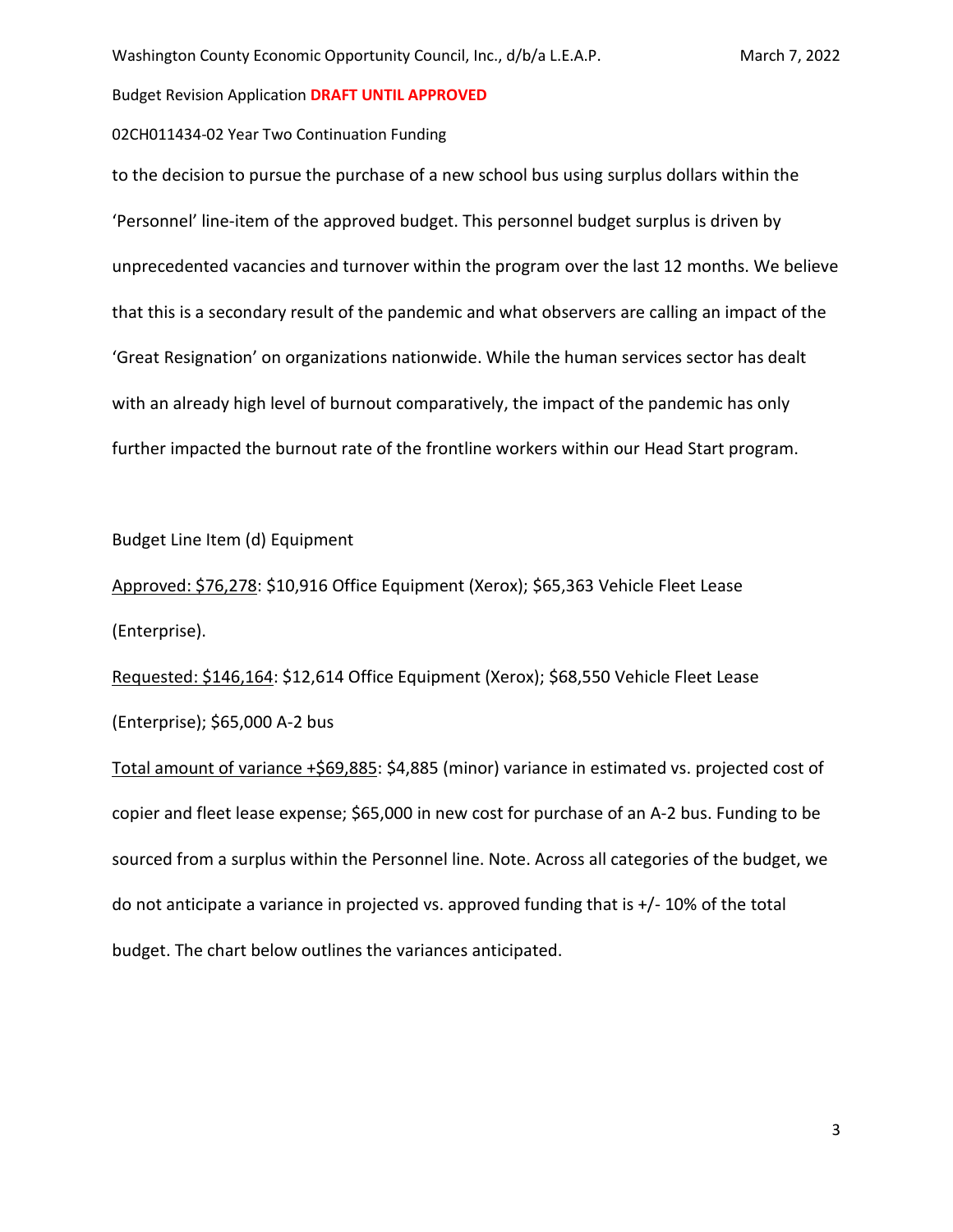to the decision to pursue the purchase of a new school bus using surplus dollars within the 'Personnel' line-item of the approved budget. This personnel budget surplus is driven by unprecedented vacancies and turnover within the program over the last 12 months. We believe that this is a secondary result of the pandemic and what observers are calling an impact of the 'Great Resignation' on organizations nationwide. While the human services sector has dealt with an already high level of burnout comparatively, the impact of the pandemic has only further impacted the burnout rate of the frontline workers within our Head Start program.

Budget Line Item (d) Equipment

<u>Approved: $76,278</u>: $10,916 Office Equipment (Xerox); $65,363 Vehicle Fleet Lease (Enterprise).

<u>Requested: $146,164</u>: $12,614 Office Equipment (Xerox); $68,550 Vehicle Fleet Lease (Enterprise); $65,000 A-2 bus

<u>Total amount of variance +$69,885</u>: $4,885 (minor) variance in estimated vs. projected cost of copier and fleet lease expense; $65,000 in new cost for purchase of an A-2 bus. Funding to be sourced from a surplus within the Personnel line. Note. Across all categories of the budget, we do not anticipate a variance in projected vs. approved funding that is +/- 10% of the total budget. The chart below outlines the variances anticipated.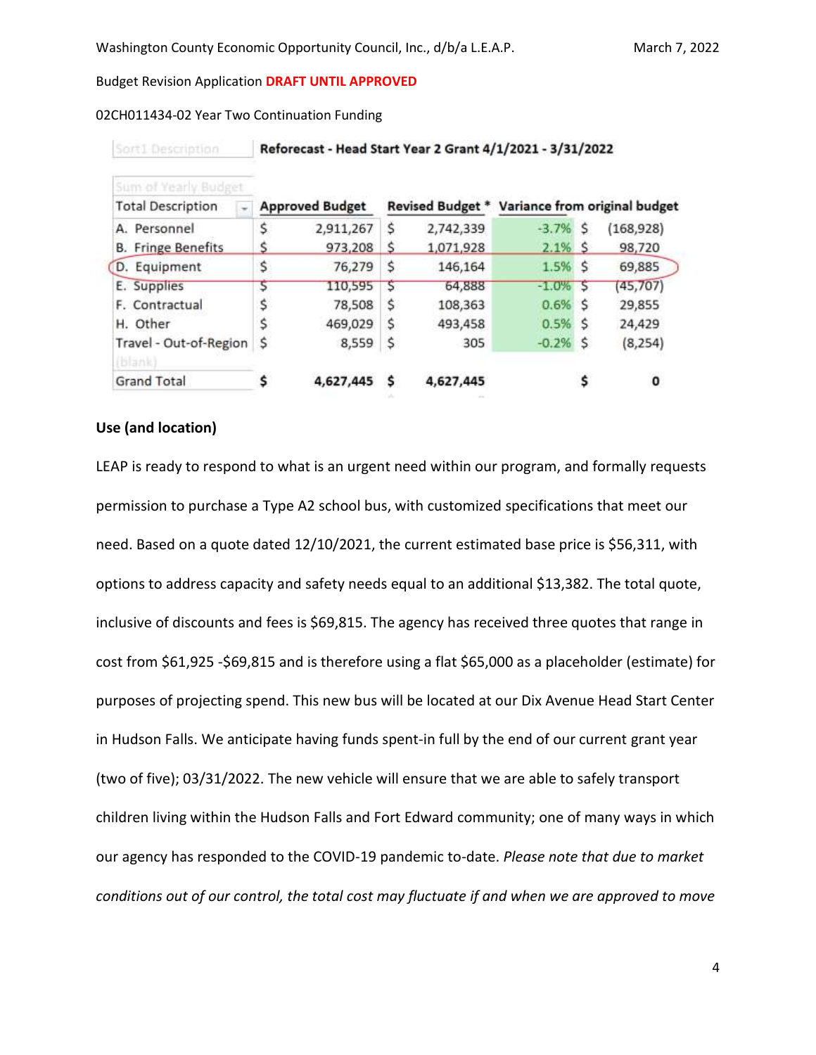Washington County Economic Opportunity Council, Inc., d/b/a L.E.A.P. March 7, 2022

Budget Revision Application **DRAFT UNTIL APPROVED**

02CH011434-02 Year Two Continuation Funding

| Sort1 Description | Reforecast - Head Start Year 2 Grant 4/1/2021 - 3/31/2022 | | | |
|---|---|---|---|---|
| Sum of Yearly Budget | | | | |
| Total Description | Approved Budget | Revised Budget * | Variance from original budget | |
| A. Personnel | $ 2,911,267 | $ 2,742,339 | -3.7% | $ (168,928) |
| B. Fringe Benefits | $ 973,208 | $ 1,071,928 | 2.1% | $ 98,720 |
| D. Equipment | $ 76,279 | $ 146,164 | 1.5% | $ 69,885 |
| E. Supplies | $ 110,595 | $ 64,888 | -1.0% | $ (45,707) |
| F. Contractual | $ 78,508 | $ 108,363 | 0.6% | $ 29,855 |
| H. Other | $ 469,029 | $ 493,458 | 0.5% | $ 24,429 |
| Travel - Out-of-Region | $ 8,559 | $ 305 | -0.2% | $ (8,254) |
| (blank) | | | | |
| Grand Total | **$ 4,627,445** | **$ 4,627,445** | | **$ 0** |

**Use (and location)**

LEAP is ready to respond to what is an urgent need within our program, and formally requests permission to purchase a Type A2 school bus, with customized specifications that meet our need. Based on a quote dated 12/10/2021, the current estimated base price is $56,311, with options to address capacity and safety needs equal to an additional $13,382. The total quote, inclusive of discounts and fees is $69,815. The agency has received three quotes that range in cost from $61,925 -$69,815 and is therefore using a flat $65,000 as a placeholder (estimate) for purposes of projecting spend. This new bus will be located at our Dix Avenue Head Start Center in Hudson Falls. We anticipate having funds spent-in full by the end of our current grant year (two of five); 03/31/2022. The new vehicle will ensure that we are able to safely transport children living within the Hudson Falls and Fort Edward community; one of many ways in which our agency has responded to the COVID-19 pandemic to-date. *Please note that due to market conditions out of our control, the total cost may fluctuate if and when we are approved to move*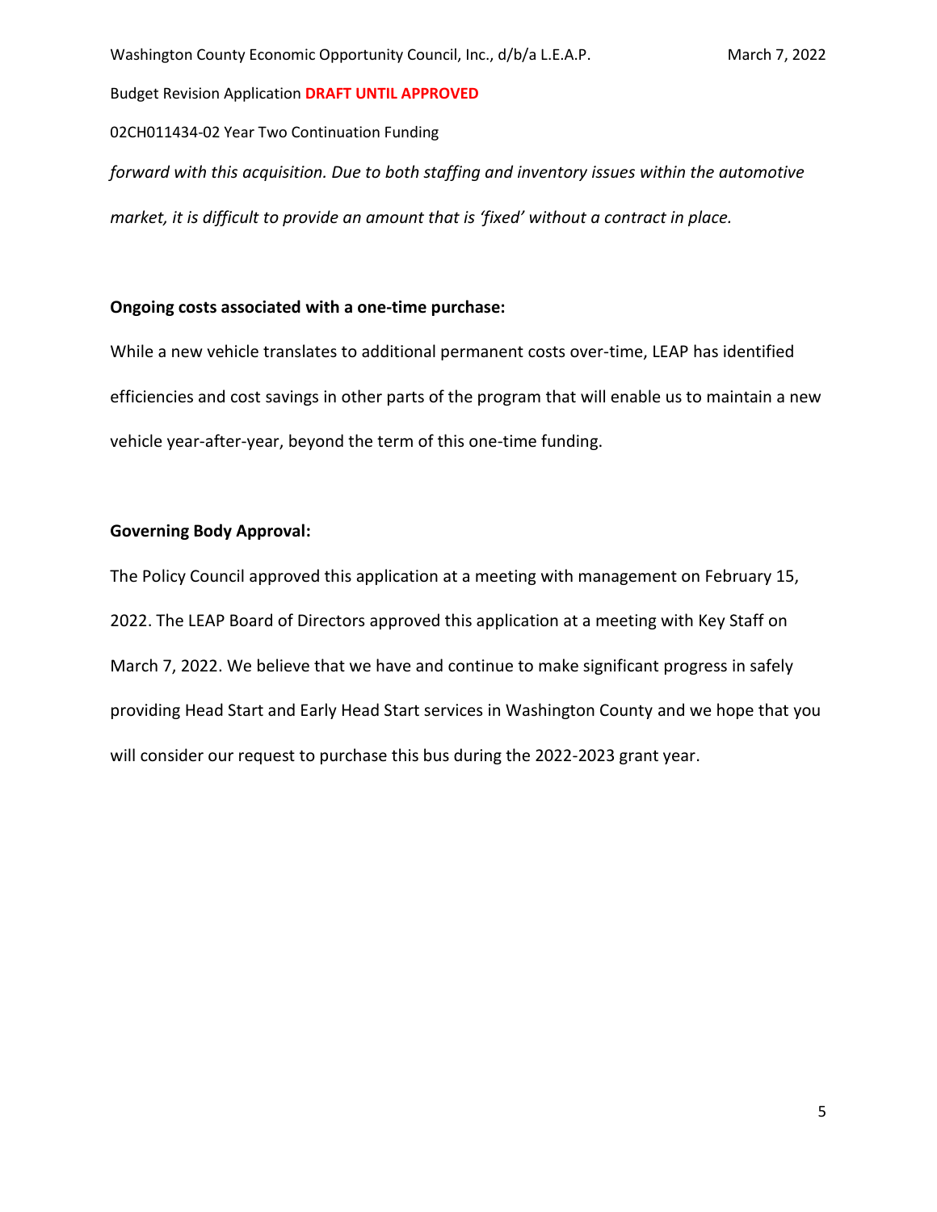*forward with this acquisition. Due to both staffing and inventory issues within the automotive market, it is difficult to provide an amount that is 'fixed' without a contract in place.*

**Ongoing costs associated with a one-time purchase:**

While a new vehicle translates to additional permanent costs over-time, LEAP has identified efficiencies and cost savings in other parts of the program that will enable us to maintain a new vehicle year-after-year, beyond the term of this one-time funding.

**Governing Body Approval:**

The Policy Council approved this application at a meeting with management on February 15, 2022. The LEAP Board of Directors approved this application at a meeting with Key Staff on March 7, 2022. We believe that we have and continue to make significant progress in safely providing Head Start and Early Head Start services in Washington County and we hope that you will consider our request to purchase this bus during the 2022-2023 grant year.